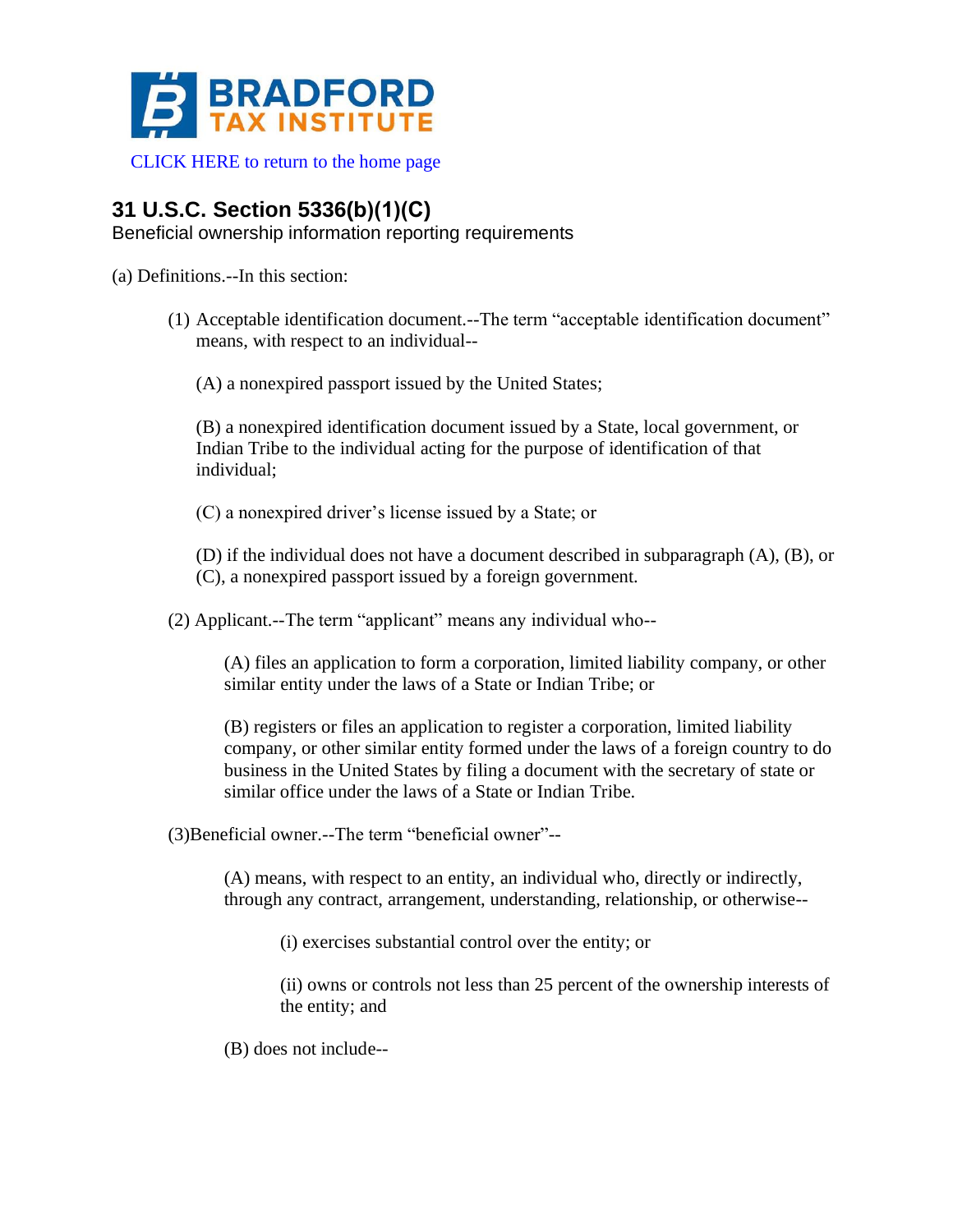BRADFORD TAX INSTITUTE

CLICK HERE to return to the home page

## 31 U.S.C. Section 5336(b)(1)(C)

Beneficial ownership information reporting requirements

(a) Definitions.--In this section:

(1) Acceptable identification document.--The term "acceptable identification document" means, with respect to an individual--

(A) a nonexpired passport issued by the United States;

(B) a nonexpired identification document issued by a State, local government, or Indian Tribe to the individual acting for the purpose of identification of that individual;

(C) a nonexpired driver's license issued by a State; or

(D) if the individual does not have a document described in subparagraph (A), (B), or (C), a nonexpired passport issued by a foreign government.

(2) Applicant.--The term "applicant" means any individual who--

(A) files an application to form a corporation, limited liability company, or other similar entity under the laws of a State or Indian Tribe; or

(B) registers or files an application to register a corporation, limited liability company, or other similar entity formed under the laws of a foreign country to do business in the United States by filing a document with the secretary of state or similar office under the laws of a State or Indian Tribe.

(3)Beneficial owner.--The term "beneficial owner"--

(A) means, with respect to an entity, an individual who, directly or indirectly, through any contract, arrangement, understanding, relationship, or otherwise--

(i) exercises substantial control over the entity; or

(ii) owns or controls not less than 25 percent of the ownership interests of the entity; and

(B) does not include--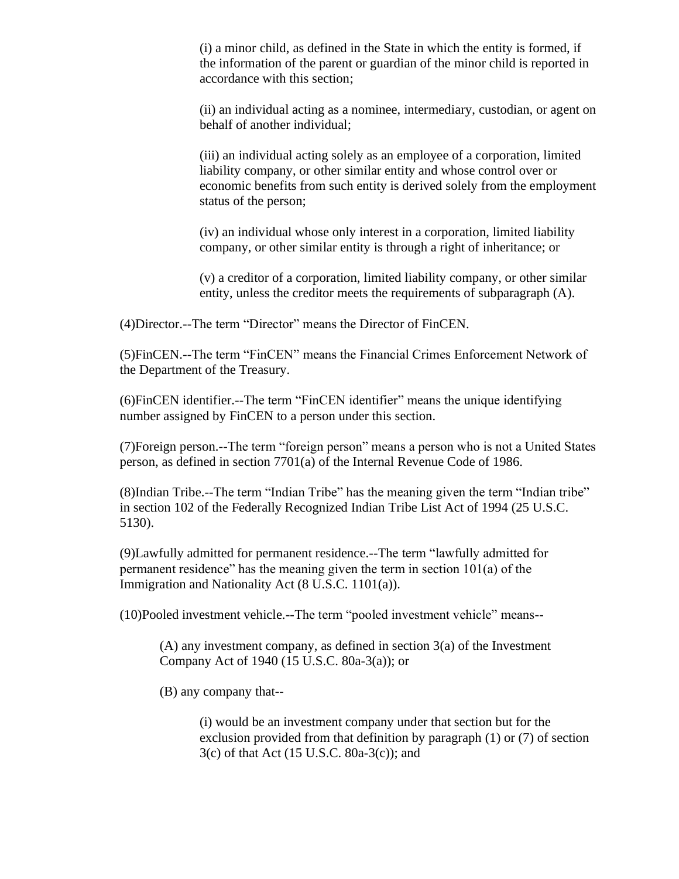(i) a minor child, as defined in the State in which the entity is formed, if the information of the parent or guardian of the minor child is reported in accordance with this section;

(ii) an individual acting as a nominee, intermediary, custodian, or agent on behalf of another individual;

(iii) an individual acting solely as an employee of a corporation, limited liability company, or other similar entity and whose control over or economic benefits from such entity is derived solely from the employment status of the person;

(iv) an individual whose only interest in a corporation, limited liability company, or other similar entity is through a right of inheritance; or

(v) a creditor of a corporation, limited liability company, or other similar entity, unless the creditor meets the requirements of subparagraph (A).

(4)Director.--The term “Director” means the Director of FinCEN.

(5)FinCEN.--The term “FinCEN” means the Financial Crimes Enforcement Network of the Department of the Treasury.

(6)FinCEN identifier.--The term “FinCEN identifier” means the unique identifying number assigned by FinCEN to a person under this section.

(7)Foreign person.--The term “foreign person” means a person who is not a United States person, as defined in section 7701(a) of the Internal Revenue Code of 1986.

(8)Indian Tribe.--The term “Indian Tribe” has the meaning given the term “Indian tribe” in section 102 of the Federally Recognized Indian Tribe List Act of 1994 (25 U.S.C. 5130).

(9)Lawfully admitted for permanent residence.--The term “lawfully admitted for permanent residence” has the meaning given the term in section 101(a) of the Immigration and Nationality Act (8 U.S.C. 1101(a)).

(10)Pooled investment vehicle.--The term “pooled investment vehicle” means--

(A) any investment company, as defined in section 3(a) of the Investment Company Act of 1940 (15 U.S.C. 80a-3(a)); or

(B) any company that--

(i) would be an investment company under that section but for the exclusion provided from that definition by paragraph (1) or (7) of section 3(c) of that Act (15 U.S.C. 80a-3(c)); and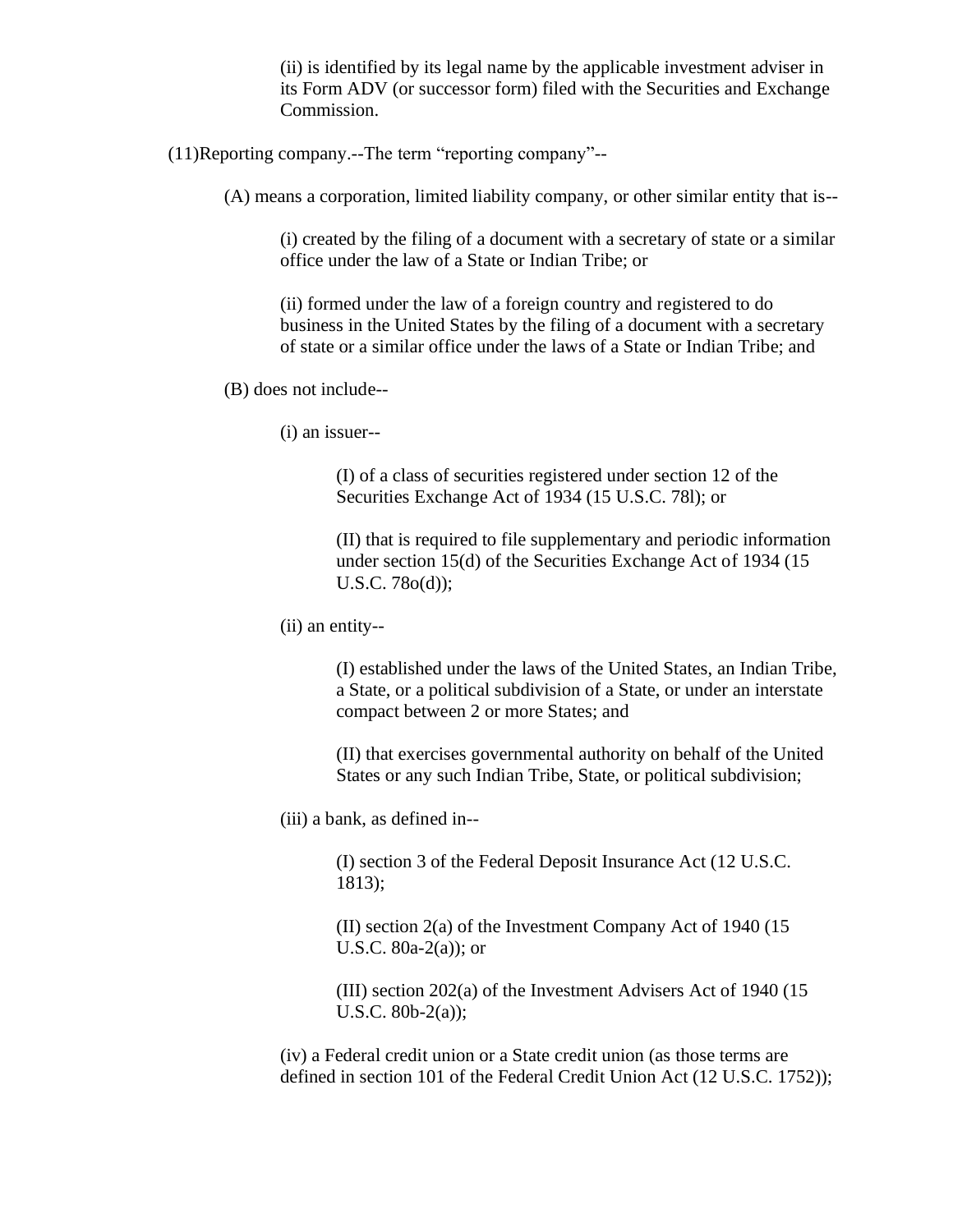(ii) is identified by its legal name by the applicable investment adviser in its Form ADV (or successor form) filed with the Securities and Exchange Commission.

(11)Reporting company.--The term "reporting company"--

(A) means a corporation, limited liability company, or other similar entity that is--

(i) created by the filing of a document with a secretary of state or a similar office under the law of a State or Indian Tribe; or

(ii) formed under the law of a foreign country and registered to do business in the United States by the filing of a document with a secretary of state or a similar office under the laws of a State or Indian Tribe; and

(B) does not include--

(i) an issuer--

(I) of a class of securities registered under section 12 of the Securities Exchange Act of 1934 (15 U.S.C. 78l); or

(II) that is required to file supplementary and periodic information under section 15(d) of the Securities Exchange Act of 1934 (15 U.S.C. 78o(d));

(ii) an entity--

(I) established under the laws of the United States, an Indian Tribe, a State, or a political subdivision of a State, or under an interstate compact between 2 or more States; and

(II) that exercises governmental authority on behalf of the United States or any such Indian Tribe, State, or political subdivision;

(iii) a bank, as defined in--

(I) section 3 of the Federal Deposit Insurance Act (12 U.S.C. 1813);

(II) section 2(a) of the Investment Company Act of 1940 (15 U.S.C. 80a-2(a)); or

(III) section 202(a) of the Investment Advisers Act of 1940 (15 U.S.C. 80b-2(a));

(iv) a Federal credit union or a State credit union (as those terms are defined in section 101 of the Federal Credit Union Act (12 U.S.C. 1752));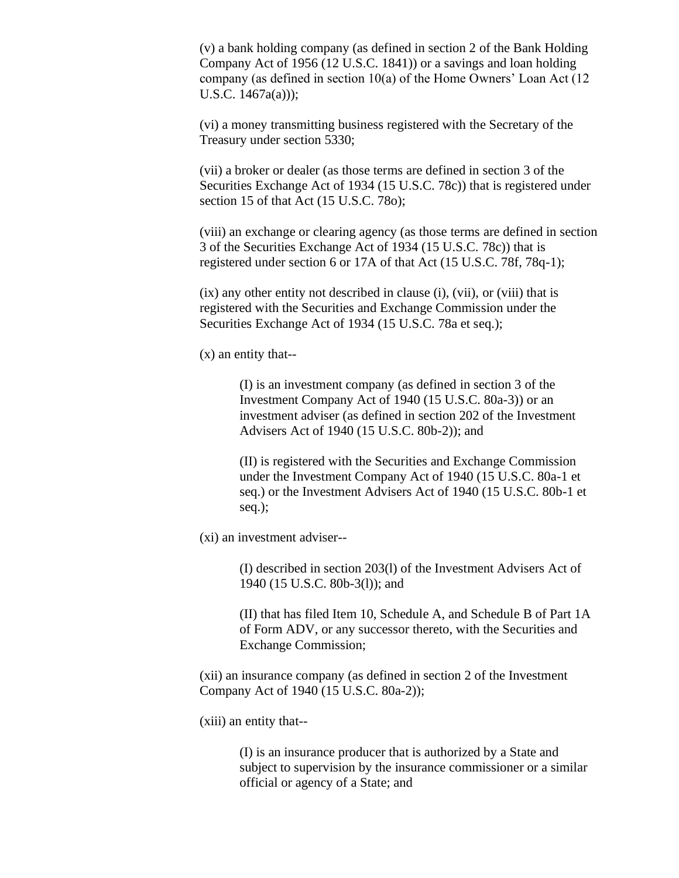(v) a bank holding company (as defined in section 2 of the Bank Holding Company Act of 1956 (12 U.S.C. 1841)) or a savings and loan holding company (as defined in section 10(a) of the Home Owners' Loan Act (12 U.S.C. 1467a(a)));

(vi) a money transmitting business registered with the Secretary of the Treasury under section 5330;

(vii) a broker or dealer (as those terms are defined in section 3 of the Securities Exchange Act of 1934 (15 U.S.C. 78c)) that is registered under section 15 of that Act (15 U.S.C. 78o);

(viii) an exchange or clearing agency (as those terms are defined in section 3 of the Securities Exchange Act of 1934 (15 U.S.C. 78c)) that is registered under section 6 or 17A of that Act (15 U.S.C. 78f, 78q-1);

(ix) any other entity not described in clause (i), (vii), or (viii) that is registered with the Securities and Exchange Commission under the Securities Exchange Act of 1934 (15 U.S.C. 78a et seq.);

(x) an entity that--

> (I) is an investment company (as defined in section 3 of the Investment Company Act of 1940 (15 U.S.C. 80a-3)) or an investment adviser (as defined in section 202 of the Investment Advisers Act of 1940 (15 U.S.C. 80b-2)); and
>
> (II) is registered with the Securities and Exchange Commission under the Investment Company Act of 1940 (15 U.S.C. 80a-1 et seq.) or the Investment Advisers Act of 1940 (15 U.S.C. 80b-1 et seq.);

(xi) an investment adviser--

> (I) described in section 203(l) of the Investment Advisers Act of 1940 (15 U.S.C. 80b-3(l)); and
>
> (II) that has filed Item 10, Schedule A, and Schedule B of Part 1A of Form ADV, or any successor thereto, with the Securities and Exchange Commission;

(xii) an insurance company (as defined in section 2 of the Investment Company Act of 1940 (15 U.S.C. 80a-2));

(xiii) an entity that--

> (I) is an insurance producer that is authorized by a State and subject to supervision by the insurance commissioner or a similar official or agency of a State; and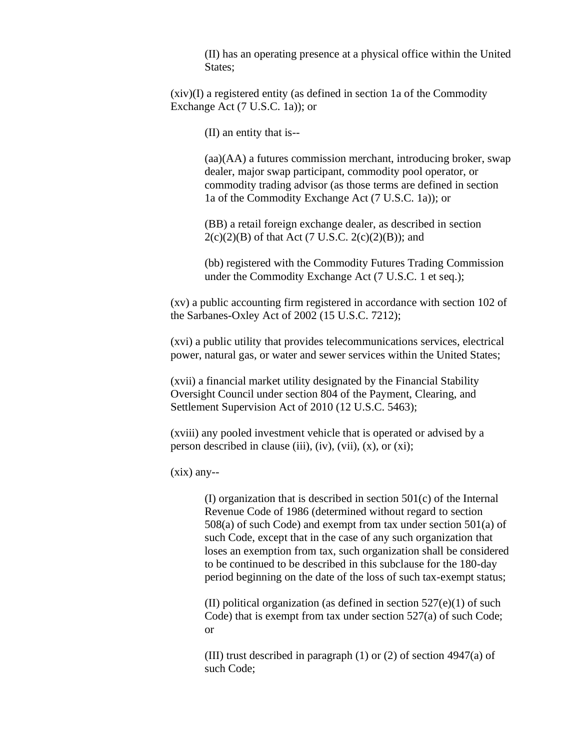(II) has an operating presence at a physical office within the United States;

(xiv)(I) a registered entity (as defined in section 1a of the Commodity Exchange Act (7 U.S.C. 1a)); or

(II) an entity that is--

(aa)(AA) a futures commission merchant, introducing broker, swap dealer, major swap participant, commodity pool operator, or commodity trading advisor (as those terms are defined in section 1a of the Commodity Exchange Act (7 U.S.C. 1a)); or

(BB) a retail foreign exchange dealer, as described in section 2(c)(2)(B) of that Act (7 U.S.C. 2(c)(2)(B)); and

(bb) registered with the Commodity Futures Trading Commission under the Commodity Exchange Act (7 U.S.C. 1 et seq.);

(xv) a public accounting firm registered in accordance with section 102 of the Sarbanes-Oxley Act of 2002 (15 U.S.C. 7212);

(xvi) a public utility that provides telecommunications services, electrical power, natural gas, or water and sewer services within the United States;

(xvii) a financial market utility designated by the Financial Stability Oversight Council under section 804 of the Payment, Clearing, and Settlement Supervision Act of 2010 (12 U.S.C. 5463);

(xviii) any pooled investment vehicle that is operated or advised by a person described in clause (iii), (iv), (vii), (x), or (xi);

(xix) any--

(I) organization that is described in section 501(c) of the Internal Revenue Code of 1986 (determined without regard to section 508(a) of such Code) and exempt from tax under section 501(a) of such Code, except that in the case of any such organization that loses an exemption from tax, such organization shall be considered to be continued to be described in this subclause for the 180-day period beginning on the date of the loss of such tax-exempt status;

(II) political organization (as defined in section 527(e)(1) of such Code) that is exempt from tax under section 527(a) of such Code; or

(III) trust described in paragraph (1) or (2) of section 4947(a) of such Code;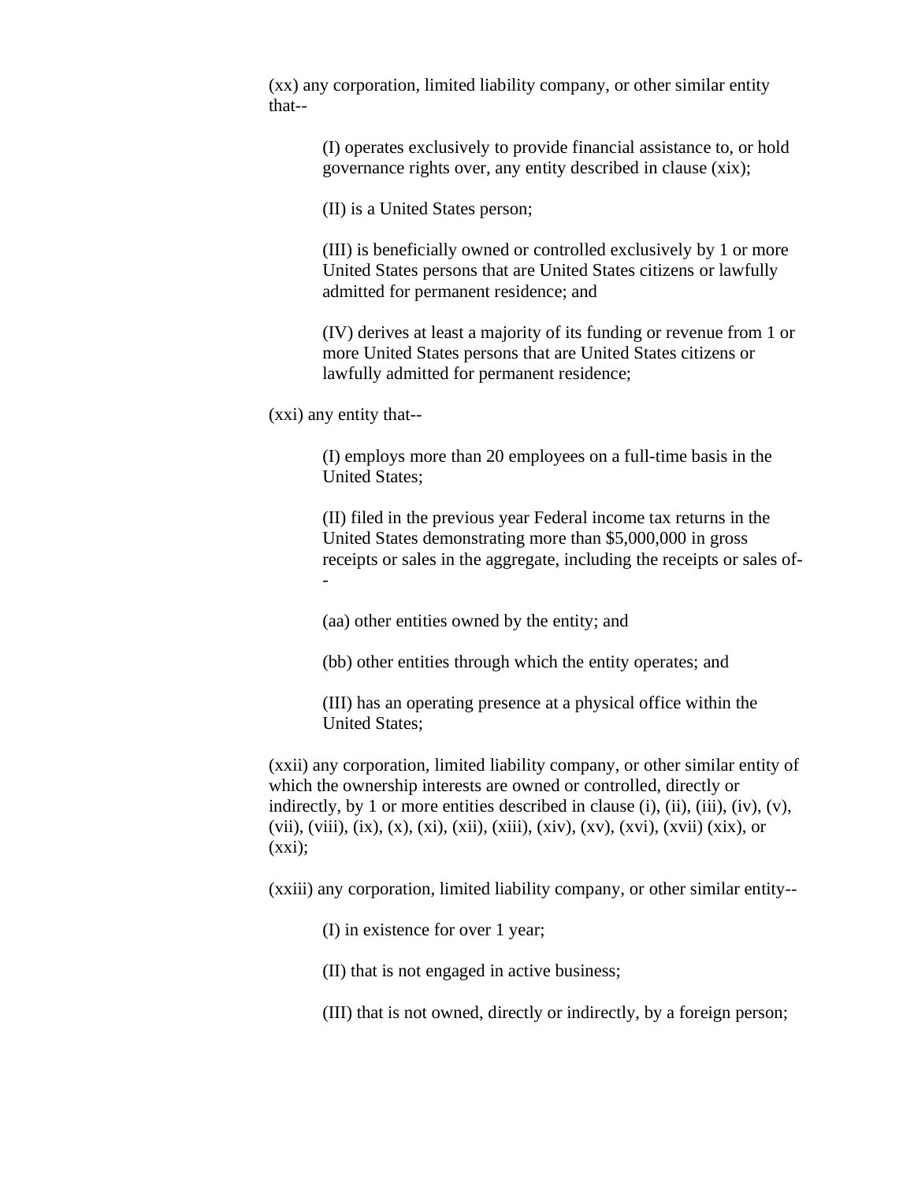(xx) any corporation, limited liability company, or other similar entity that--

(I) operates exclusively to provide financial assistance to, or hold governance rights over, any entity described in clause (xix);

(II) is a United States person;

(III) is beneficially owned or controlled exclusively by 1 or more United States persons that are United States citizens or lawfully admitted for permanent residence; and

(IV) derives at least a majority of its funding or revenue from 1 or more United States persons that are United States citizens or lawfully admitted for permanent residence;

(xxi) any entity that--

(I) employs more than 20 employees on a full-time basis in the United States;

(II) filed in the previous year Federal income tax returns in the United States demonstrating more than $5,000,000 in gross receipts or sales in the aggregate, including the receipts or sales of--

(aa) other entities owned by the entity; and

(bb) other entities through which the entity operates; and

(III) has an operating presence at a physical office within the United States;

(xxii) any corporation, limited liability company, or other similar entity of which the ownership interests are owned or controlled, directly or indirectly, by 1 or more entities described in clause (i), (ii), (iii), (iv), (v), (vii), (viii), (ix), (x), (xi), (xii), (xiii), (xiv), (xv), (xvi), (xvii) (xix), or (xxi);

(xxiii) any corporation, limited liability company, or other similar entity--

(I) in existence for over 1 year;

(II) that is not engaged in active business;

(III) that is not owned, directly or indirectly, by a foreign person;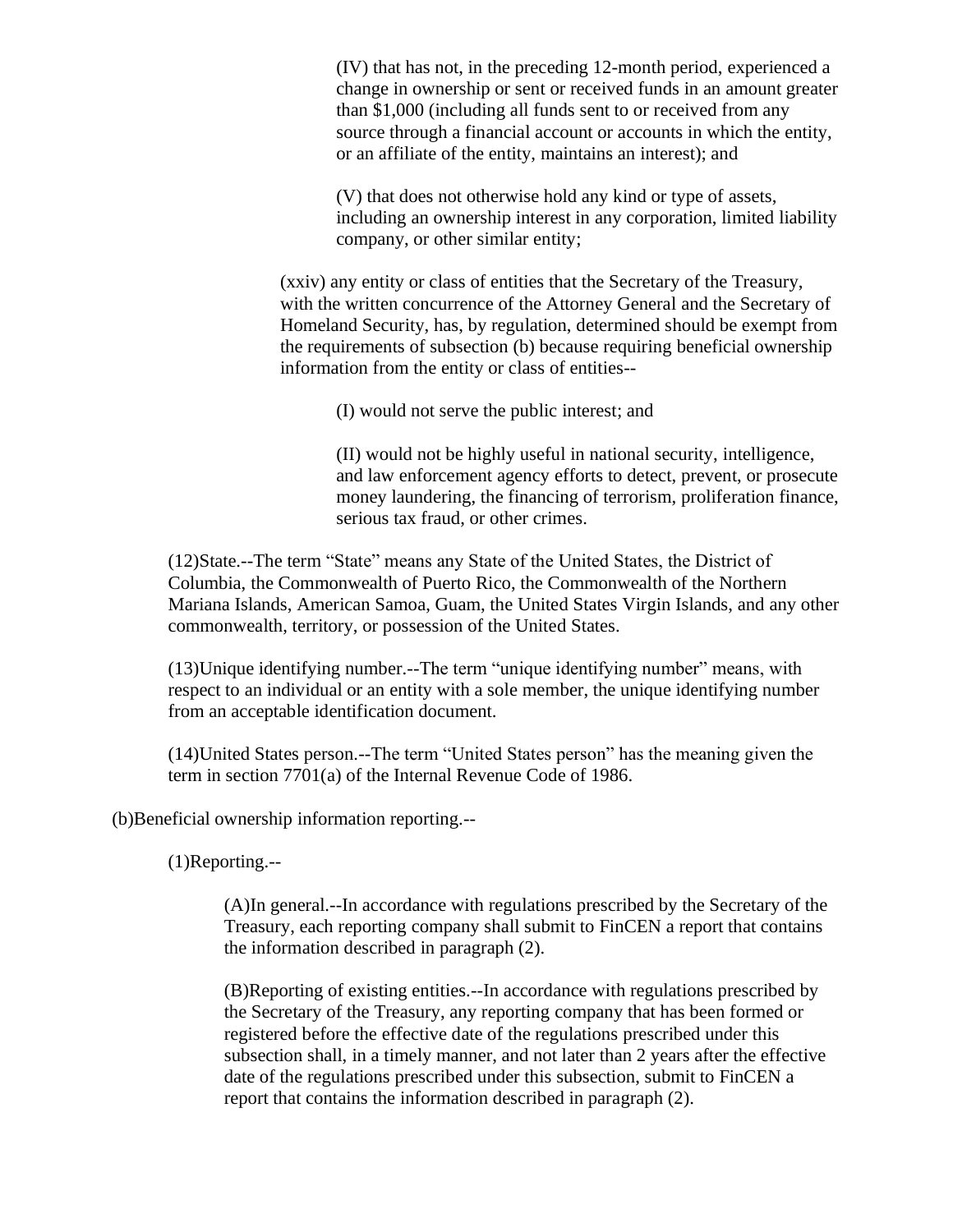(IV) that has not, in the preceding 12-month period, experienced a change in ownership or sent or received funds in an amount greater than $1,000 (including all funds sent to or received from any source through a financial account or accounts in which the entity, or an affiliate of the entity, maintains an interest); and

(V) that does not otherwise hold any kind or type of assets, including an ownership interest in any corporation, limited liability company, or other similar entity;

(xxiv) any entity or class of entities that the Secretary of the Treasury, with the written concurrence of the Attorney General and the Secretary of Homeland Security, has, by regulation, determined should be exempt from the requirements of subsection (b) because requiring beneficial ownership information from the entity or class of entities--

(I) would not serve the public interest; and

(II) would not be highly useful in national security, intelligence, and law enforcement agency efforts to detect, prevent, or prosecute money laundering, the financing of terrorism, proliferation finance, serious tax fraud, or other crimes.

(12)State.--The term "State" means any State of the United States, the District of Columbia, the Commonwealth of Puerto Rico, the Commonwealth of the Northern Mariana Islands, American Samoa, Guam, the United States Virgin Islands, and any other commonwealth, territory, or possession of the United States.

(13)Unique identifying number.--The term "unique identifying number" means, with respect to an individual or an entity with a sole member, the unique identifying number from an acceptable identification document.

(14)United States person.--The term "United States person" has the meaning given the term in section 7701(a) of the Internal Revenue Code of 1986.

(b)Beneficial ownership information reporting.--

(1)Reporting.--

(A)In general.--In accordance with regulations prescribed by the Secretary of the Treasury, each reporting company shall submit to FinCEN a report that contains the information described in paragraph (2).

(B)Reporting of existing entities.--In accordance with regulations prescribed by the Secretary of the Treasury, any reporting company that has been formed or registered before the effective date of the regulations prescribed under this subsection shall, in a timely manner, and not later than 2 years after the effective date of the regulations prescribed under this subsection, submit to FinCEN a report that contains the information described in paragraph (2).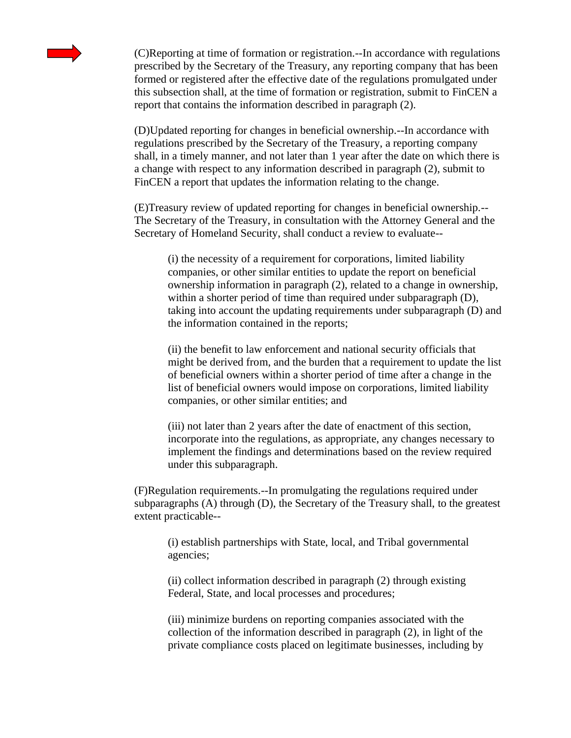(C)Reporting at time of formation or registration.--In accordance with regulations prescribed by the Secretary of the Treasury, any reporting company that has been formed or registered after the effective date of the regulations promulgated under this subsection shall, at the time of formation or registration, submit to FinCEN a report that contains the information described in paragraph (2).

(D)Updated reporting for changes in beneficial ownership.--In accordance with regulations prescribed by the Secretary of the Treasury, a reporting company shall, in a timely manner, and not later than 1 year after the date on which there is a change with respect to any information described in paragraph (2), submit to FinCEN a report that updates the information relating to the change.

(E)Treasury review of updated reporting for changes in beneficial ownership.--The Secretary of the Treasury, in consultation with the Attorney General and the Secretary of Homeland Security, shall conduct a review to evaluate--

> (i) the necessity of a requirement for corporations, limited liability companies, or other similar entities to update the report on beneficial ownership information in paragraph (2), related to a change in ownership, within a shorter period of time than required under subparagraph (D), taking into account the updating requirements under subparagraph (D) and the information contained in the reports;
>
> (ii) the benefit to law enforcement and national security officials that might be derived from, and the burden that a requirement to update the list of beneficial owners within a shorter period of time after a change in the list of beneficial owners would impose on corporations, limited liability companies, or other similar entities; and
>
> (iii) not later than 2 years after the date of enactment of this section, incorporate into the regulations, as appropriate, any changes necessary to implement the findings and determinations based on the review required under this subparagraph.

(F)Regulation requirements.--In promulgating the regulations required under subparagraphs (A) through (D), the Secretary of the Treasury shall, to the greatest extent practicable--

> (i) establish partnerships with State, local, and Tribal governmental agencies;
>
> (ii) collect information described in paragraph (2) through existing Federal, State, and local processes and procedures;
>
> (iii) minimize burdens on reporting companies associated with the collection of the information described in paragraph (2), in light of the private compliance costs placed on legitimate businesses, including by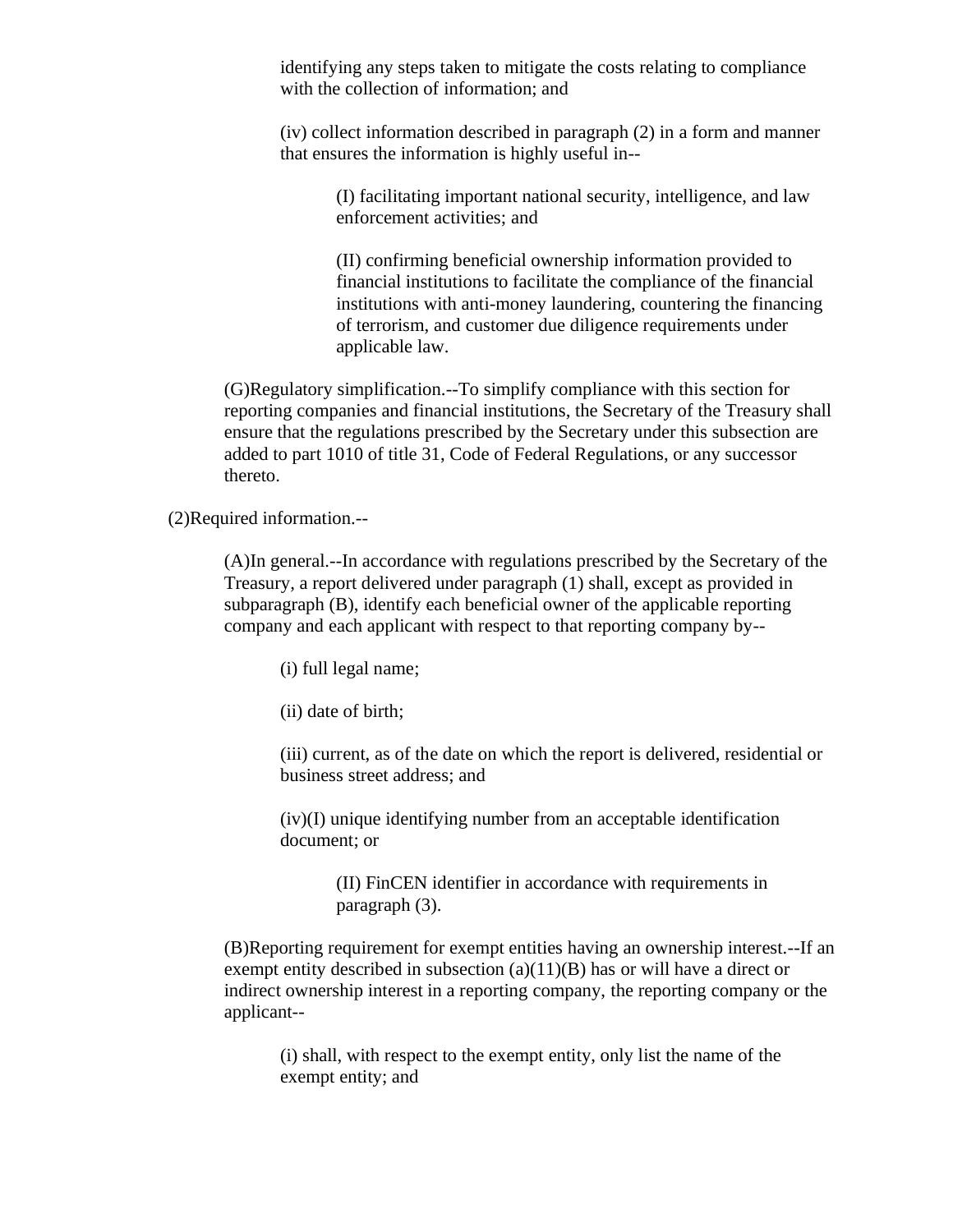identifying any steps taken to mitigate the costs relating to compliance with the collection of information; and

(iv) collect information described in paragraph (2) in a form and manner that ensures the information is highly useful in--

(I) facilitating important national security, intelligence, and law enforcement activities; and

(II) confirming beneficial ownership information provided to financial institutions to facilitate the compliance of the financial institutions with anti-money laundering, countering the financing of terrorism, and customer due diligence requirements under applicable law.

(G)Regulatory simplification.--To simplify compliance with this section for reporting companies and financial institutions, the Secretary of the Treasury shall ensure that the regulations prescribed by the Secretary under this subsection are added to part 1010 of title 31, Code of Federal Regulations, or any successor thereto.

(2)Required information.--

(A)In general.--In accordance with regulations prescribed by the Secretary of the Treasury, a report delivered under paragraph (1) shall, except as provided in subparagraph (B), identify each beneficial owner of the applicable reporting company and each applicant with respect to that reporting company by--

(i) full legal name;

(ii) date of birth;

(iii) current, as of the date on which the report is delivered, residential or business street address; and

(iv)(I) unique identifying number from an acceptable identification document; or

(II) FinCEN identifier in accordance with requirements in paragraph (3).

(B)Reporting requirement for exempt entities having an ownership interest.--If an exempt entity described in subsection (a)(11)(B) has or will have a direct or indirect ownership interest in a reporting company, the reporting company or the applicant--

(i) shall, with respect to the exempt entity, only list the name of the exempt entity; and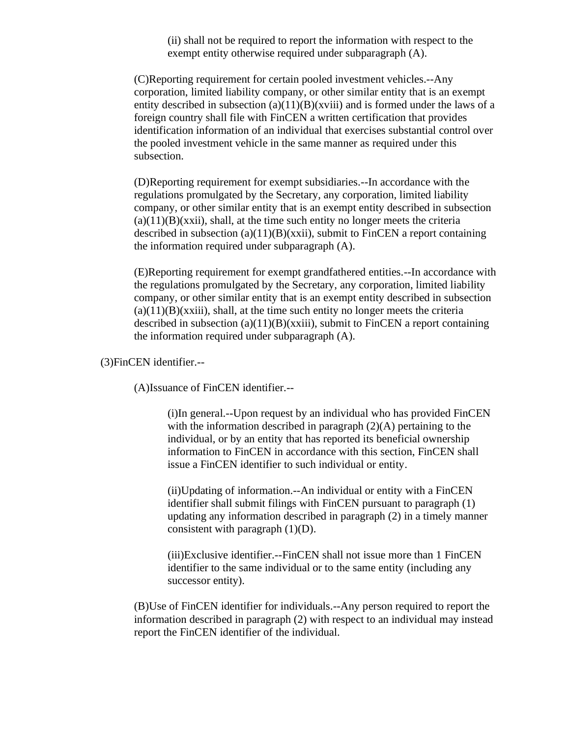(ii) shall not be required to report the information with respect to the exempt entity otherwise required under subparagraph (A).

(C)Reporting requirement for certain pooled investment vehicles.--Any corporation, limited liability company, or other similar entity that is an exempt entity described in subsection (a)(11)(B)(xviii) and is formed under the laws of a foreign country shall file with FinCEN a written certification that provides identification information of an individual that exercises substantial control over the pooled investment vehicle in the same manner as required under this subsection.

(D)Reporting requirement for exempt subsidiaries.--In accordance with the regulations promulgated by the Secretary, any corporation, limited liability company, or other similar entity that is an exempt entity described in subsection (a)(11)(B)(xxii), shall, at the time such entity no longer meets the criteria described in subsection (a)(11)(B)(xxii), submit to FinCEN a report containing the information required under subparagraph (A).

(E)Reporting requirement for exempt grandfathered entities.--In accordance with the regulations promulgated by the Secretary, any corporation, limited liability company, or other similar entity that is an exempt entity described in subsection (a)(11)(B)(xxiii), shall, at the time such entity no longer meets the criteria described in subsection (a)(11)(B)(xxiii), submit to FinCEN a report containing the information required under subparagraph (A).

(3)FinCEN identifier.--

(A)Issuance of FinCEN identifier.--

(i)In general.--Upon request by an individual who has provided FinCEN with the information described in paragraph (2)(A) pertaining to the individual, or by an entity that has reported its beneficial ownership information to FinCEN in accordance with this section, FinCEN shall issue a FinCEN identifier to such individual or entity.

(ii)Updating of information.--An individual or entity with a FinCEN identifier shall submit filings with FinCEN pursuant to paragraph (1) updating any information described in paragraph (2) in a timely manner consistent with paragraph (1)(D).

(iii)Exclusive identifier.--FinCEN shall not issue more than 1 FinCEN identifier to the same individual or to the same entity (including any successor entity).

(B)Use of FinCEN identifier for individuals.--Any person required to report the information described in paragraph (2) with respect to an individual may instead report the FinCEN identifier of the individual.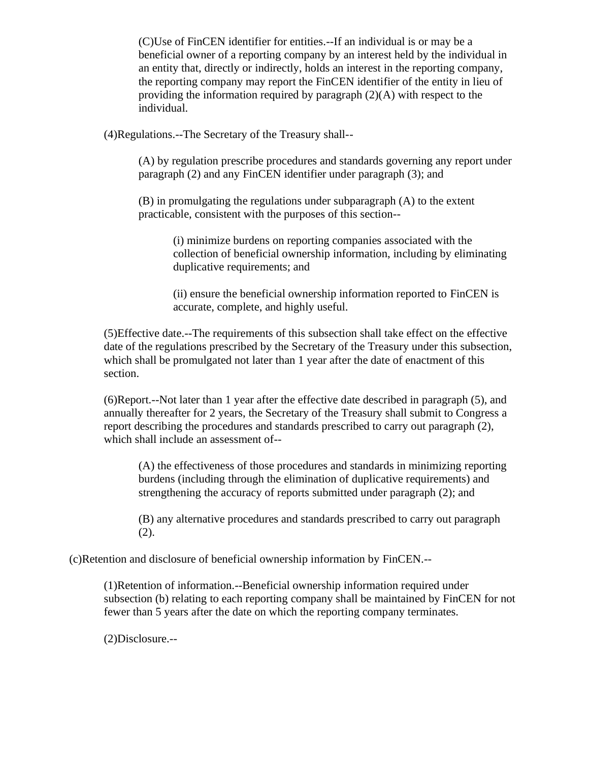(C)Use of FinCEN identifier for entities.--If an individual is or may be a beneficial owner of a reporting company by an interest held by the individual in an entity that, directly or indirectly, holds an interest in the reporting company, the reporting company may report the FinCEN identifier of the entity in lieu of providing the information required by paragraph (2)(A) with respect to the individual.

(4)Regulations.--The Secretary of the Treasury shall--

(A) by regulation prescribe procedures and standards governing any report under paragraph (2) and any FinCEN identifier under paragraph (3); and

(B) in promulgating the regulations under subparagraph (A) to the extent practicable, consistent with the purposes of this section--

(i) minimize burdens on reporting companies associated with the collection of beneficial ownership information, including by eliminating duplicative requirements; and

(ii) ensure the beneficial ownership information reported to FinCEN is accurate, complete, and highly useful.

(5)Effective date.--The requirements of this subsection shall take effect on the effective date of the regulations prescribed by the Secretary of the Treasury under this subsection, which shall be promulgated not later than 1 year after the date of enactment of this section.

(6)Report.--Not later than 1 year after the effective date described in paragraph (5), and annually thereafter for 2 years, the Secretary of the Treasury shall submit to Congress a report describing the procedures and standards prescribed to carry out paragraph (2), which shall include an assessment of--

(A) the effectiveness of those procedures and standards in minimizing reporting burdens (including through the elimination of duplicative requirements) and strengthening the accuracy of reports submitted under paragraph (2); and

(B) any alternative procedures and standards prescribed to carry out paragraph (2).

(c)Retention and disclosure of beneficial ownership information by FinCEN.--

(1)Retention of information.--Beneficial ownership information required under subsection (b) relating to each reporting company shall be maintained by FinCEN for not fewer than 5 years after the date on which the reporting company terminates.

(2)Disclosure.--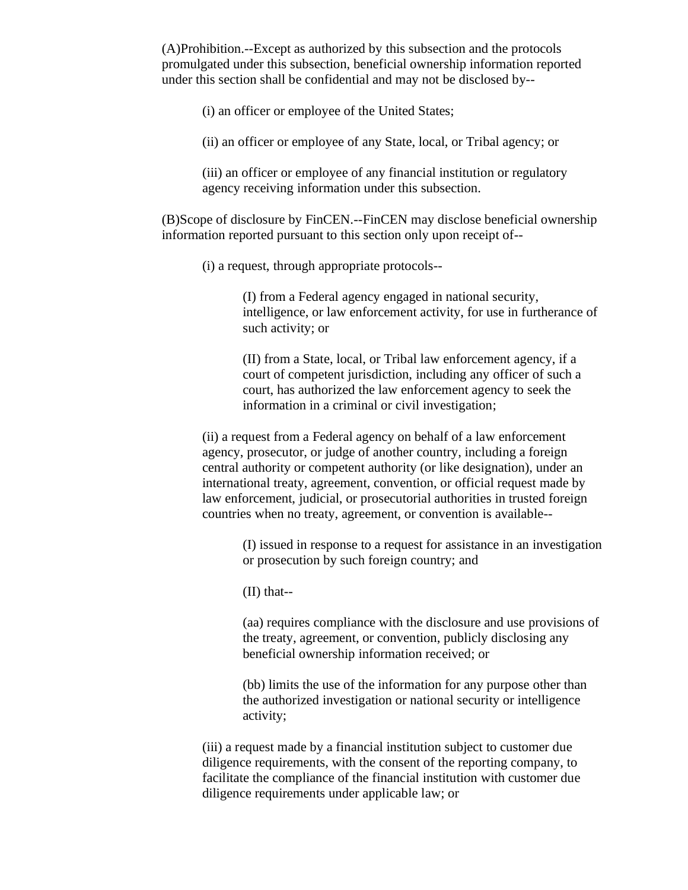(A)Prohibition.--Except as authorized by this subsection and the protocols promulgated under this subsection, beneficial ownership information reported under this section shall be confidential and may not be disclosed by--

(i) an officer or employee of the United States;

(ii) an officer or employee of any State, local, or Tribal agency; or

(iii) an officer or employee of any financial institution or regulatory agency receiving information under this subsection.

(B)Scope of disclosure by FinCEN.--FinCEN may disclose beneficial ownership information reported pursuant to this section only upon receipt of--

(i) a request, through appropriate protocols--

(I) from a Federal agency engaged in national security, intelligence, or law enforcement activity, for use in furtherance of such activity; or

(II) from a State, local, or Tribal law enforcement agency, if a court of competent jurisdiction, including any officer of such a court, has authorized the law enforcement agency to seek the information in a criminal or civil investigation;

(ii) a request from a Federal agency on behalf of a law enforcement agency, prosecutor, or judge of another country, including a foreign central authority or competent authority (or like designation), under an international treaty, agreement, convention, or official request made by law enforcement, judicial, or prosecutorial authorities in trusted foreign countries when no treaty, agreement, or convention is available--

(I) issued in response to a request for assistance in an investigation or prosecution by such foreign country; and

(II) that--

(aa) requires compliance with the disclosure and use provisions of the treaty, agreement, or convention, publicly disclosing any beneficial ownership information received; or

(bb) limits the use of the information for any purpose other than the authorized investigation or national security or intelligence activity;

(iii) a request made by a financial institution subject to customer due diligence requirements, with the consent of the reporting company, to facilitate the compliance of the financial institution with customer due diligence requirements under applicable law; or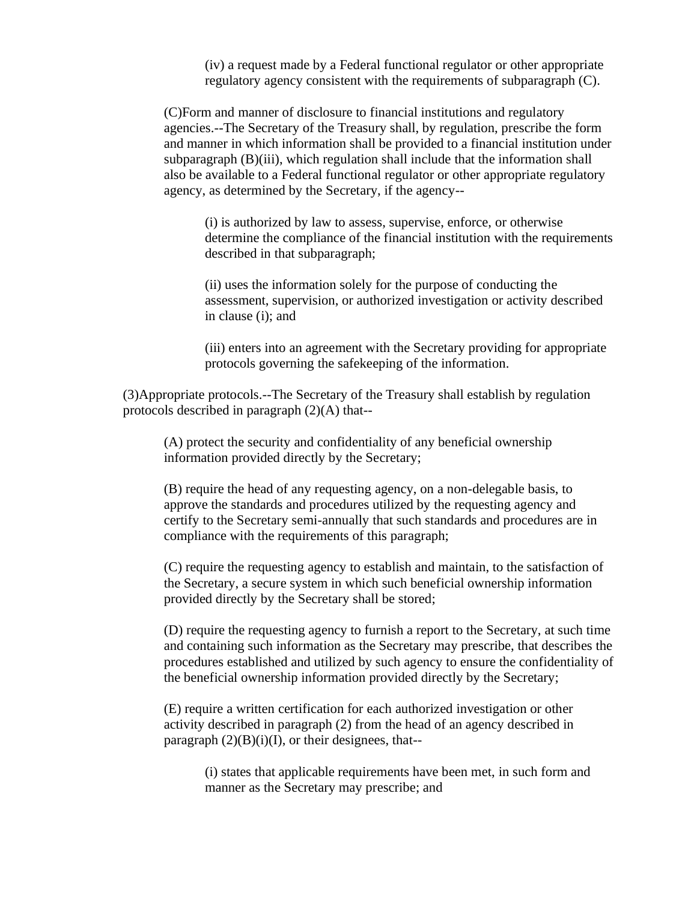(iv) a request made by a Federal functional regulator or other appropriate regulatory agency consistent with the requirements of subparagraph (C).

(C)Form and manner of disclosure to financial institutions and regulatory agencies.--The Secretary of the Treasury shall, by regulation, prescribe the form and manner in which information shall be provided to a financial institution under subparagraph (B)(iii), which regulation shall include that the information shall also be available to a Federal functional regulator or other appropriate regulatory agency, as determined by the Secretary, if the agency--

(i) is authorized by law to assess, supervise, enforce, or otherwise determine the compliance of the financial institution with the requirements described in that subparagraph;

(ii) uses the information solely for the purpose of conducting the assessment, supervision, or authorized investigation or activity described in clause (i); and

(iii) enters into an agreement with the Secretary providing for appropriate protocols governing the safekeeping of the information.

(3)Appropriate protocols.--The Secretary of the Treasury shall establish by regulation protocols described in paragraph (2)(A) that--

(A) protect the security and confidentiality of any beneficial ownership information provided directly by the Secretary;

(B) require the head of any requesting agency, on a non-delegable basis, to approve the standards and procedures utilized by the requesting agency and certify to the Secretary semi-annually that such standards and procedures are in compliance with the requirements of this paragraph;

(C) require the requesting agency to establish and maintain, to the satisfaction of the Secretary, a secure system in which such beneficial ownership information provided directly by the Secretary shall be stored;

(D) require the requesting agency to furnish a report to the Secretary, at such time and containing such information as the Secretary may prescribe, that describes the procedures established and utilized by such agency to ensure the confidentiality of the beneficial ownership information provided directly by the Secretary;

(E) require a written certification for each authorized investigation or other activity described in paragraph (2) from the head of an agency described in paragraph (2)(B)(i)(I), or their designees, that--

(i) states that applicable requirements have been met, in such form and manner as the Secretary may prescribe; and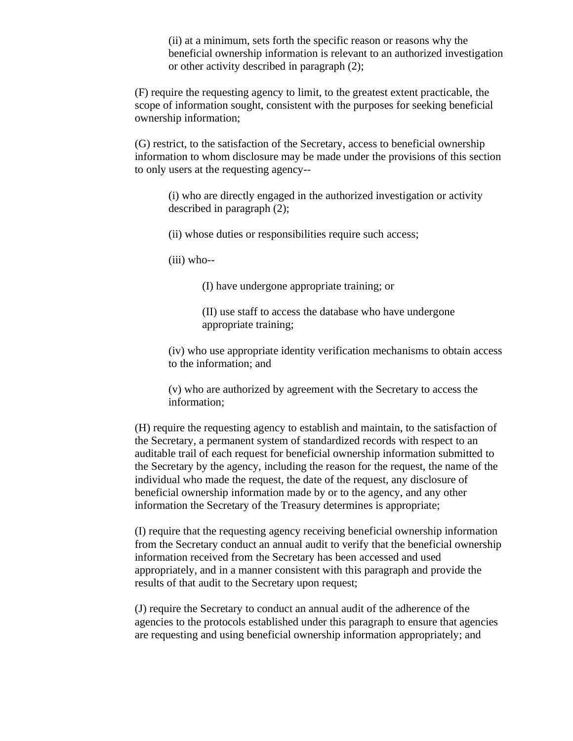(ii) at a minimum, sets forth the specific reason or reasons why the beneficial ownership information is relevant to an authorized investigation or other activity described in paragraph (2);

(F) require the requesting agency to limit, to the greatest extent practicable, the scope of information sought, consistent with the purposes for seeking beneficial ownership information;

(G) restrict, to the satisfaction of the Secretary, access to beneficial ownership information to whom disclosure may be made under the provisions of this section to only users at the requesting agency--

(i) who are directly engaged in the authorized investigation or activity described in paragraph (2);

(ii) whose duties or responsibilities require such access;

(iii) who--

(I) have undergone appropriate training; or

(II) use staff to access the database who have undergone appropriate training;

(iv) who use appropriate identity verification mechanisms to obtain access to the information; and

(v) who are authorized by agreement with the Secretary to access the information;

(H) require the requesting agency to establish and maintain, to the satisfaction of the Secretary, a permanent system of standardized records with respect to an auditable trail of each request for beneficial ownership information submitted to the Secretary by the agency, including the reason for the request, the name of the individual who made the request, the date of the request, any disclosure of beneficial ownership information made by or to the agency, and any other information the Secretary of the Treasury determines is appropriate;

(I) require that the requesting agency receiving beneficial ownership information from the Secretary conduct an annual audit to verify that the beneficial ownership information received from the Secretary has been accessed and used appropriately, and in a manner consistent with this paragraph and provide the results of that audit to the Secretary upon request;

(J) require the Secretary to conduct an annual audit of the adherence of the agencies to the protocols established under this paragraph to ensure that agencies are requesting and using beneficial ownership information appropriately; and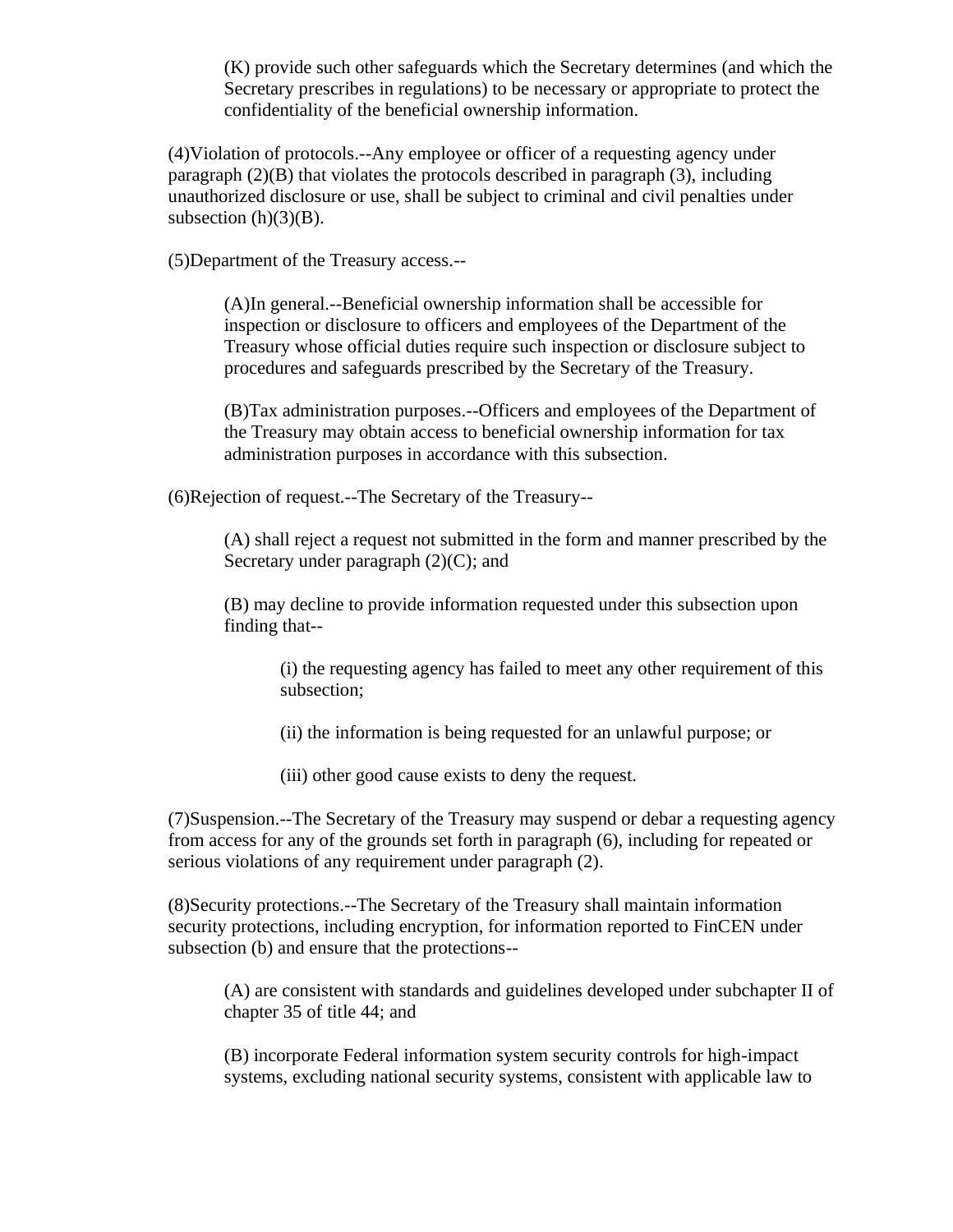(K) provide such other safeguards which the Secretary determines (and which the Secretary prescribes in regulations) to be necessary or appropriate to protect the confidentiality of the beneficial ownership information.

(4)Violation of protocols.--Any employee or officer of a requesting agency under paragraph (2)(B) that violates the protocols described in paragraph (3), including unauthorized disclosure or use, shall be subject to criminal and civil penalties under subsection (h)(3)(B).

(5)Department of the Treasury access.--

(A)In general.--Beneficial ownership information shall be accessible for inspection or disclosure to officers and employees of the Department of the Treasury whose official duties require such inspection or disclosure subject to procedures and safeguards prescribed by the Secretary of the Treasury.

(B)Tax administration purposes.--Officers and employees of the Department of the Treasury may obtain access to beneficial ownership information for tax administration purposes in accordance with this subsection.

(6)Rejection of request.--The Secretary of the Treasury--

(A) shall reject a request not submitted in the form and manner prescribed by the Secretary under paragraph (2)(C); and

(B) may decline to provide information requested under this subsection upon finding that--

(i) the requesting agency has failed to meet any other requirement of this subsection;

(ii) the information is being requested for an unlawful purpose; or

(iii) other good cause exists to deny the request.

(7)Suspension.--The Secretary of the Treasury may suspend or debar a requesting agency from access for any of the grounds set forth in paragraph (6), including for repeated or serious violations of any requirement under paragraph (2).

(8)Security protections.--The Secretary of the Treasury shall maintain information security protections, including encryption, for information reported to FinCEN under subsection (b) and ensure that the protections--

(A) are consistent with standards and guidelines developed under subchapter II of chapter 35 of title 44; and

(B) incorporate Federal information system security controls for high-impact systems, excluding national security systems, consistent with applicable law to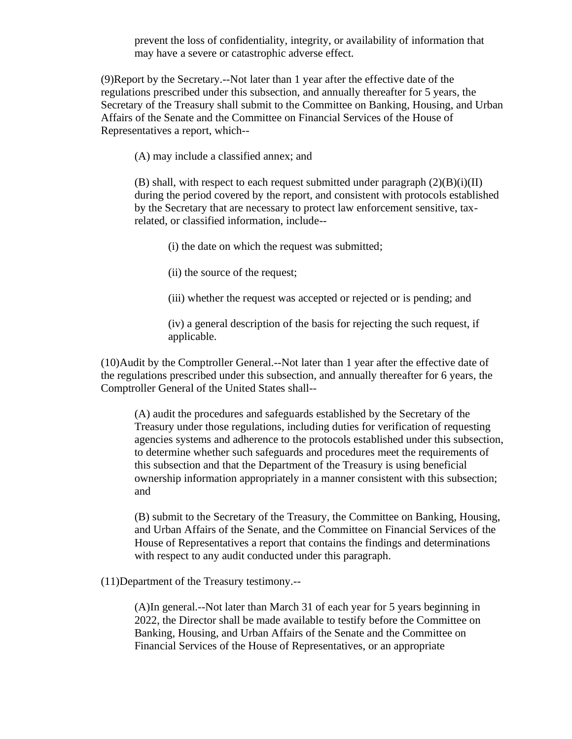prevent the loss of confidentiality, integrity, or availability of information that may have a severe or catastrophic adverse effect.

(9)Report by the Secretary.--Not later than 1 year after the effective date of the regulations prescribed under this subsection, and annually thereafter for 5 years, the Secretary of the Treasury shall submit to the Committee on Banking, Housing, and Urban Affairs of the Senate and the Committee on Financial Services of the House of Representatives a report, which--

(A) may include a classified annex; and

(B) shall, with respect to each request submitted under paragraph (2)(B)(i)(II) during the period covered by the report, and consistent with protocols established by the Secretary that are necessary to protect law enforcement sensitive, tax-related, or classified information, include--

(i) the date on which the request was submitted;

(ii) the source of the request;

(iii) whether the request was accepted or rejected or is pending; and

(iv) a general description of the basis for rejecting the such request, if applicable.

(10)Audit by the Comptroller General.--Not later than 1 year after the effective date of the regulations prescribed under this subsection, and annually thereafter for 6 years, the Comptroller General of the United States shall--

(A) audit the procedures and safeguards established by the Secretary of the Treasury under those regulations, including duties for verification of requesting agencies systems and adherence to the protocols established under this subsection, to determine whether such safeguards and procedures meet the requirements of this subsection and that the Department of the Treasury is using beneficial ownership information appropriately in a manner consistent with this subsection; and

(B) submit to the Secretary of the Treasury, the Committee on Banking, Housing, and Urban Affairs of the Senate, and the Committee on Financial Services of the House of Representatives a report that contains the findings and determinations with respect to any audit conducted under this paragraph.

(11)Department of the Treasury testimony.--

(A)In general.--Not later than March 31 of each year for 5 years beginning in 2022, the Director shall be made available to testify before the Committee on Banking, Housing, and Urban Affairs of the Senate and the Committee on Financial Services of the House of Representatives, or an appropriate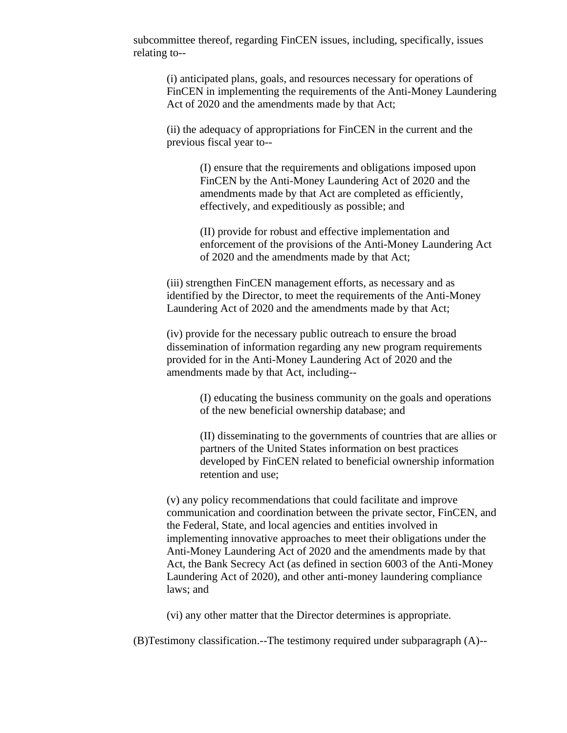subcommittee thereof, regarding FinCEN issues, including, specifically, issues relating to--

> (i) anticipated plans, goals, and resources necessary for operations of FinCEN in implementing the requirements of the Anti-Money Laundering Act of 2020 and the amendments made by that Act;
>
> (ii) the adequacy of appropriations for FinCEN in the current and the previous fiscal year to--
>
> > (I) ensure that the requirements and obligations imposed upon FinCEN by the Anti-Money Laundering Act of 2020 and the amendments made by that Act are completed as efficiently, effectively, and expeditiously as possible; and
> >
> > (II) provide for robust and effective implementation and enforcement of the provisions of the Anti-Money Laundering Act of 2020 and the amendments made by that Act;
>
> (iii) strengthen FinCEN management efforts, as necessary and as identified by the Director, to meet the requirements of the Anti-Money Laundering Act of 2020 and the amendments made by that Act;
>
> (iv) provide for the necessary public outreach to ensure the broad dissemination of information regarding any new program requirements provided for in the Anti-Money Laundering Act of 2020 and the amendments made by that Act, including--
>
> > (I) educating the business community on the goals and operations of the new beneficial ownership database; and
> >
> > (II) disseminating to the governments of countries that are allies or partners of the United States information on best practices developed by FinCEN related to beneficial ownership information retention and use;
>
> (v) any policy recommendations that could facilitate and improve communication and coordination between the private sector, FinCEN, and the Federal, State, and local agencies and entities involved in implementing innovative approaches to meet their obligations under the Anti-Money Laundering Act of 2020 and the amendments made by that Act, the Bank Secrecy Act (as defined in section 6003 of the Anti-Money Laundering Act of 2020), and other anti-money laundering compliance laws; and
>
> (vi) any other matter that the Director determines is appropriate.

(B)Testimony classification.--The testimony required under subparagraph (A)--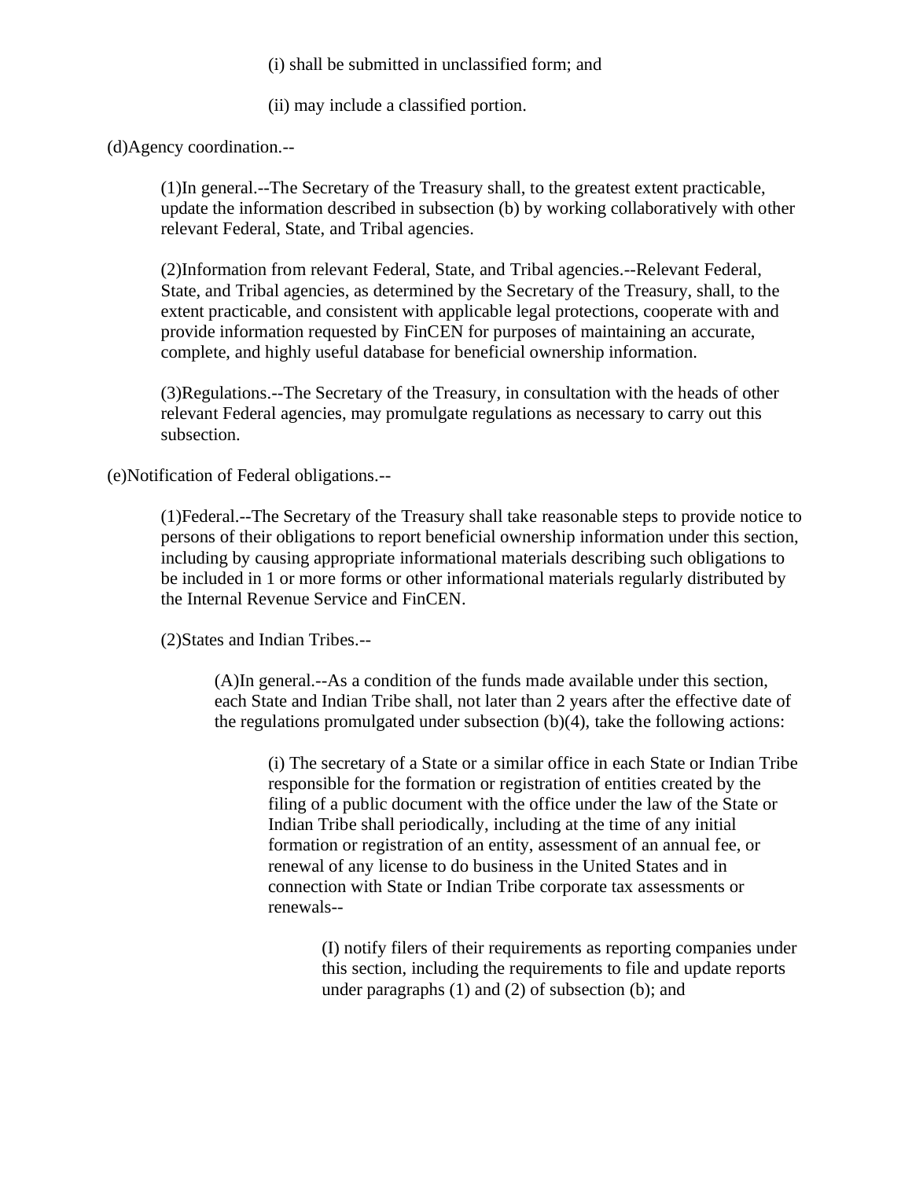(i) shall be submitted in unclassified form; and

(ii) may include a classified portion.

(d)Agency coordination.--

(1)In general.--The Secretary of the Treasury shall, to the greatest extent practicable, update the information described in subsection (b) by working collaboratively with other relevant Federal, State, and Tribal agencies.

(2)Information from relevant Federal, State, and Tribal agencies.--Relevant Federal, State, and Tribal agencies, as determined by the Secretary of the Treasury, shall, to the extent practicable, and consistent with applicable legal protections, cooperate with and provide information requested by FinCEN for purposes of maintaining an accurate, complete, and highly useful database for beneficial ownership information.

(3)Regulations.--The Secretary of the Treasury, in consultation with the heads of other relevant Federal agencies, may promulgate regulations as necessary to carry out this subsection.

(e)Notification of Federal obligations.--

(1)Federal.--The Secretary of the Treasury shall take reasonable steps to provide notice to persons of their obligations to report beneficial ownership information under this section, including by causing appropriate informational materials describing such obligations to be included in 1 or more forms or other informational materials regularly distributed by the Internal Revenue Service and FinCEN.

(2)States and Indian Tribes.--

(A)In general.--As a condition of the funds made available under this section, each State and Indian Tribe shall, not later than 2 years after the effective date of the regulations promulgated under subsection (b)(4), take the following actions:

(i) The secretary of a State or a similar office in each State or Indian Tribe responsible for the formation or registration of entities created by the filing of a public document with the office under the law of the State or Indian Tribe shall periodically, including at the time of any initial formation or registration of an entity, assessment of an annual fee, or renewal of any license to do business in the United States and in connection with State or Indian Tribe corporate tax assessments or renewals--

(I) notify filers of their requirements as reporting companies under this section, including the requirements to file and update reports under paragraphs (1) and (2) of subsection (b); and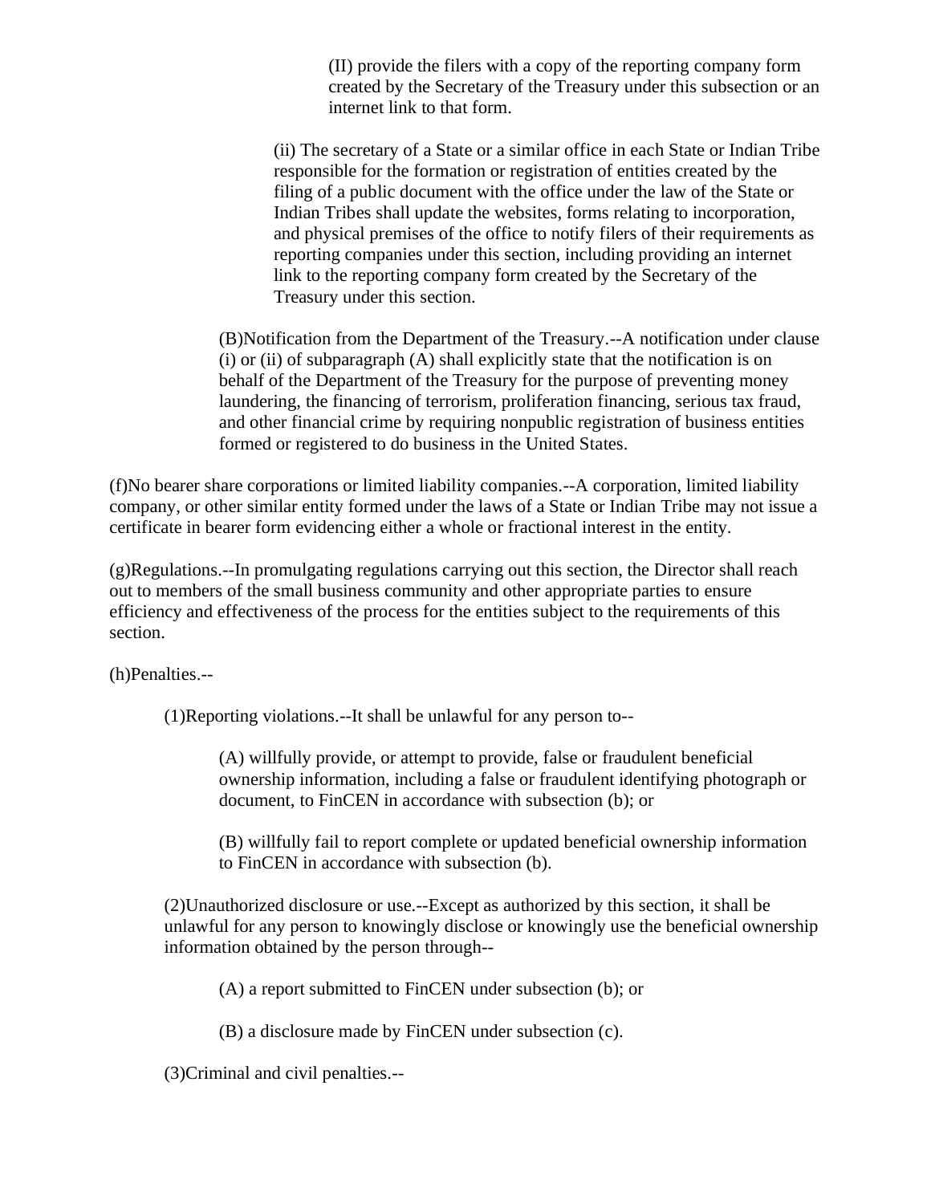(II) provide the filers with a copy of the reporting company form created by the Secretary of the Treasury under this subsection or an internet link to that form.

(ii) The secretary of a State or a similar office in each State or Indian Tribe responsible for the formation or registration of entities created by the filing of a public document with the office under the law of the State or Indian Tribes shall update the websites, forms relating to incorporation, and physical premises of the office to notify filers of their requirements as reporting companies under this section, including providing an internet link to the reporting company form created by the Secretary of the Treasury under this section.

(B)Notification from the Department of the Treasury.--A notification under clause (i) or (ii) of subparagraph (A) shall explicitly state that the notification is on behalf of the Department of the Treasury for the purpose of preventing money laundering, the financing of terrorism, proliferation financing, serious tax fraud, and other financial crime by requiring nonpublic registration of business entities formed or registered to do business in the United States.

(f)No bearer share corporations or limited liability companies.--A corporation, limited liability company, or other similar entity formed under the laws of a State or Indian Tribe may not issue a certificate in bearer form evidencing either a whole or fractional interest in the entity.

(g)Regulations.--In promulgating regulations carrying out this section, the Director shall reach out to members of the small business community and other appropriate parties to ensure efficiency and effectiveness of the process for the entities subject to the requirements of this section.

(h)Penalties.--

(1)Reporting violations.--It shall be unlawful for any person to--

(A) willfully provide, or attempt to provide, false or fraudulent beneficial ownership information, including a false or fraudulent identifying photograph or document, to FinCEN in accordance with subsection (b); or

(B) willfully fail to report complete or updated beneficial ownership information to FinCEN in accordance with subsection (b).

(2)Unauthorized disclosure or use.--Except as authorized by this section, it shall be unlawful for any person to knowingly disclose or knowingly use the beneficial ownership information obtained by the person through--

(A) a report submitted to FinCEN under subsection (b); or

(B) a disclosure made by FinCEN under subsection (c).

(3)Criminal and civil penalties.--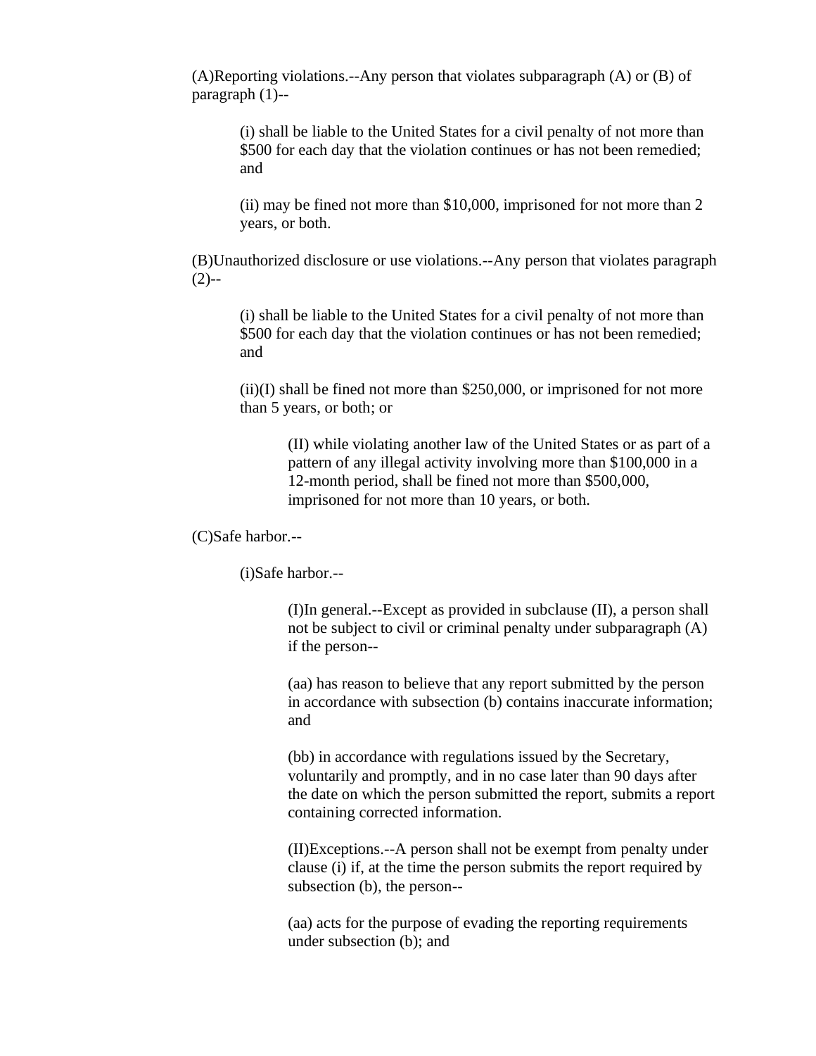(A)Reporting violations.--Any person that violates subparagraph (A) or (B) of paragraph (1)--

(i) shall be liable to the United States for a civil penalty of not more than $500 for each day that the violation continues or has not been remedied; and

(ii) may be fined not more than $10,000, imprisoned for not more than 2 years, or both.

(B)Unauthorized disclosure or use violations.--Any person that violates paragraph (2)--

(i) shall be liable to the United States for a civil penalty of not more than $500 for each day that the violation continues or has not been remedied; and

(ii)(I) shall be fined not more than $250,000, or imprisoned for not more than 5 years, or both; or

(II) while violating another law of the United States or as part of a pattern of any illegal activity involving more than $100,000 in a 12-month period, shall be fined not more than $500,000, imprisoned for not more than 10 years, or both.

(C)Safe harbor.--

(i)Safe harbor.--

(I)In general.--Except as provided in subclause (II), a person shall not be subject to civil or criminal penalty under subparagraph (A) if the person--

(aa) has reason to believe that any report submitted by the person in accordance with subsection (b) contains inaccurate information; and

(bb) in accordance with regulations issued by the Secretary, voluntarily and promptly, and in no case later than 90 days after the date on which the person submitted the report, submits a report containing corrected information.

(II)Exceptions.--A person shall not be exempt from penalty under clause (i) if, at the time the person submits the report required by subsection (b), the person--

(aa) acts for the purpose of evading the reporting requirements under subsection (b); and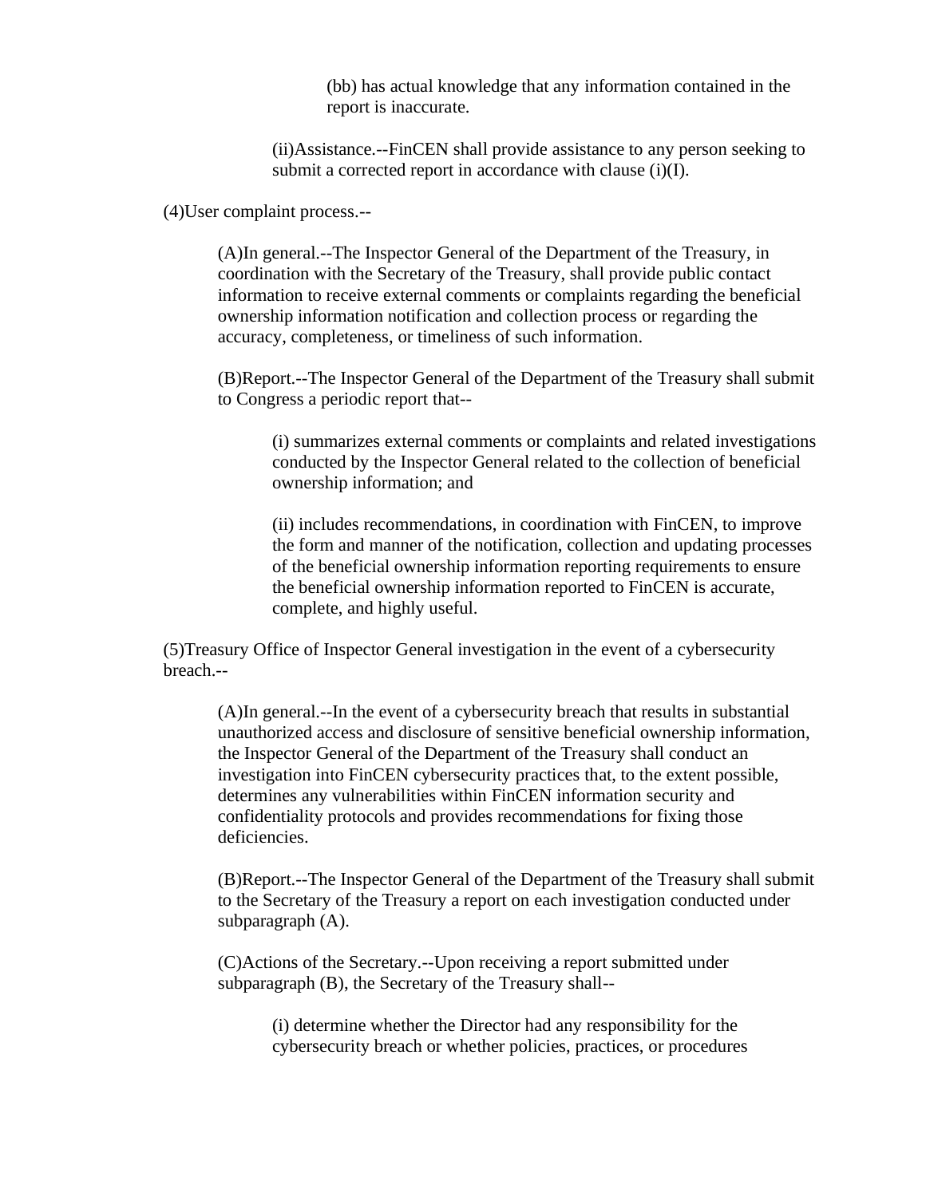(bb) has actual knowledge that any information contained in the report is inaccurate.

(ii)Assistance.--FinCEN shall provide assistance to any person seeking to submit a corrected report in accordance with clause (i)(I).

(4)User complaint process.--

(A)In general.--The Inspector General of the Department of the Treasury, in coordination with the Secretary of the Treasury, shall provide public contact information to receive external comments or complaints regarding the beneficial ownership information notification and collection process or regarding the accuracy, completeness, or timeliness of such information.

(B)Report.--The Inspector General of the Department of the Treasury shall submit to Congress a periodic report that--

(i) summarizes external comments or complaints and related investigations conducted by the Inspector General related to the collection of beneficial ownership information; and

(ii) includes recommendations, in coordination with FinCEN, to improve the form and manner of the notification, collection and updating processes of the beneficial ownership information reporting requirements to ensure the beneficial ownership information reported to FinCEN is accurate, complete, and highly useful.

(5)Treasury Office of Inspector General investigation in the event of a cybersecurity breach.--

(A)In general.--In the event of a cybersecurity breach that results in substantial unauthorized access and disclosure of sensitive beneficial ownership information, the Inspector General of the Department of the Treasury shall conduct an investigation into FinCEN cybersecurity practices that, to the extent possible, determines any vulnerabilities within FinCEN information security and confidentiality protocols and provides recommendations for fixing those deficiencies.

(B)Report.--The Inspector General of the Department of the Treasury shall submit to the Secretary of the Treasury a report on each investigation conducted under subparagraph (A).

(C)Actions of the Secretary.--Upon receiving a report submitted under subparagraph (B), the Secretary of the Treasury shall--

(i) determine whether the Director had any responsibility for the cybersecurity breach or whether policies, practices, or procedures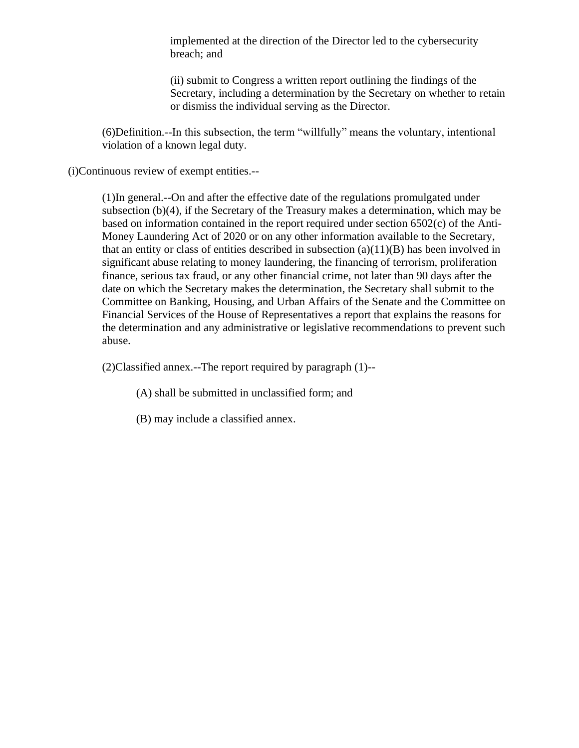implemented at the direction of the Director led to the cybersecurity breach; and

(ii) submit to Congress a written report outlining the findings of the Secretary, including a determination by the Secretary on whether to retain or dismiss the individual serving as the Director.

(6)Definition.--In this subsection, the term “willfully” means the voluntary, intentional violation of a known legal duty.

(i)Continuous review of exempt entities.--

(1)In general.--On and after the effective date of the regulations promulgated under subsection (b)(4), if the Secretary of the Treasury makes a determination, which may be based on information contained in the report required under section 6502(c) of the Anti-Money Laundering Act of 2020 or on any other information available to the Secretary, that an entity or class of entities described in subsection (a)(11)(B) has been involved in significant abuse relating to money laundering, the financing of terrorism, proliferation finance, serious tax fraud, or any other financial crime, not later than 90 days after the date on which the Secretary makes the determination, the Secretary shall submit to the Committee on Banking, Housing, and Urban Affairs of the Senate and the Committee on Financial Services of the House of Representatives a report that explains the reasons for the determination and any administrative or legislative recommendations to prevent such abuse.

(2)Classified annex.--The report required by paragraph (1)--

(A) shall be submitted in unclassified form; and

(B) may include a classified annex.